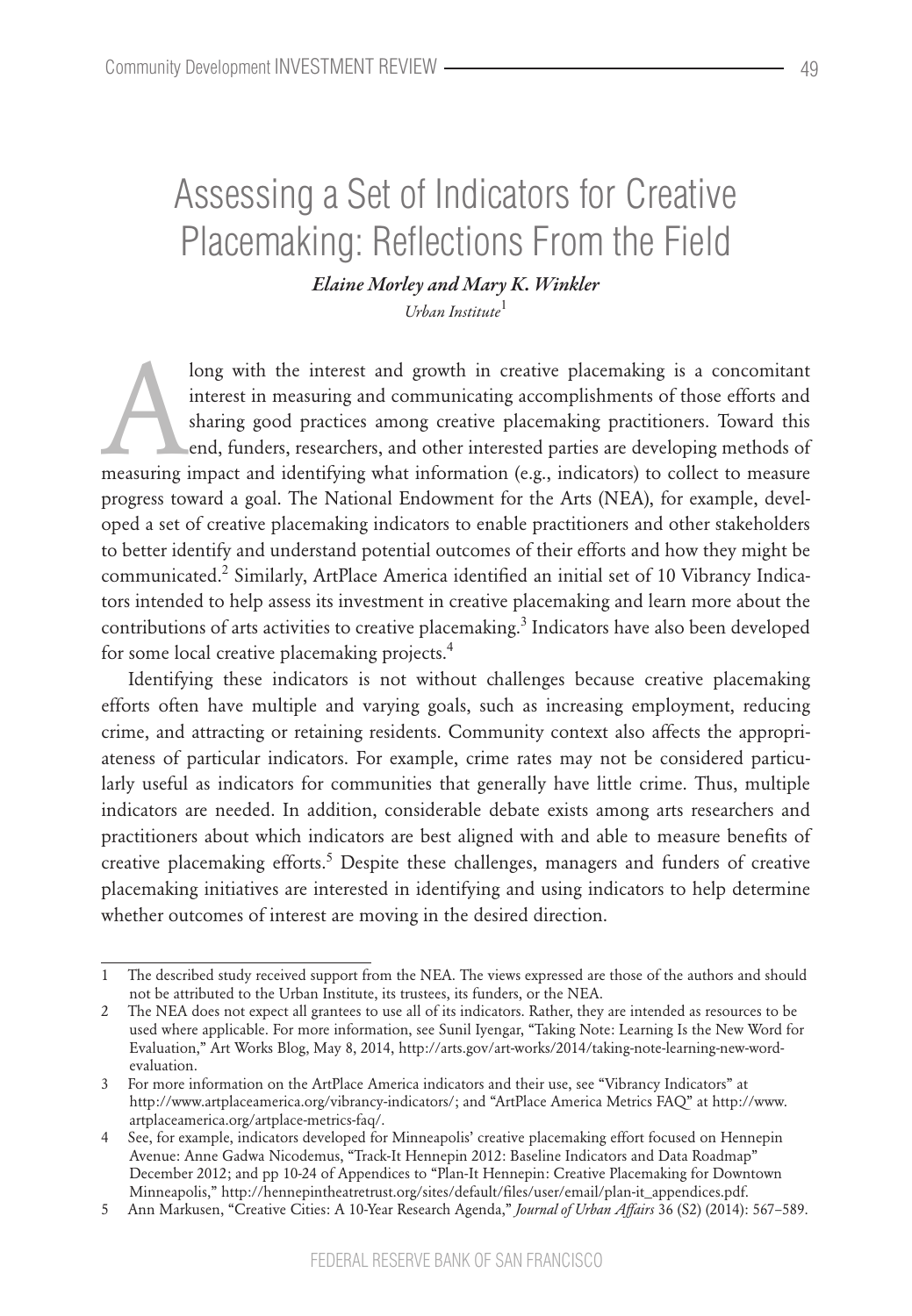# Assessing a Set of Indicators for Creative Placemaking: Reflections From the Field

***Elaine Morley and Mary K. Winkler***

*Urban Institute*[1]

Along with the interest and growth in creative placemaking is a concomitant interest in measuring and communicating accomplishments of those efforts and sharing good practices among creative placemaking practitioners. Toward this end, funders, researchers, and other interested parties are developing methods of measuring impact and identifying what information (e.g., indicators) to collect to measure progress toward a goal. The National Endowment for the Arts (NEA), for example, developed a set of creative placemaking indicators to enable practitioners and other stakeholders to better identify and understand potential outcomes of their efforts and how they might be communicated.[2] Similarly, ArtPlace America identified an initial set of 10 Vibrancy Indicators intended to help assess its investment in creative placemaking and learn more about the contributions of arts activities to creative placemaking.[3] Indicators have also been developed for some local creative placemaking projects.[4]

Identifying these indicators is not without challenges because creative placemaking efforts often have multiple and varying goals, such as increasing employment, reducing crime, and attracting or retaining residents. Community context also affects the appropriateness of particular indicators. For example, crime rates may not be considered particularly useful as indicators for communities that generally have little crime. Thus, multiple indicators are needed. In addition, considerable debate exists among arts researchers and practitioners about which indicators are best aligned with and able to measure benefits of creative placemaking efforts.[5] Despite these challenges, managers and funders of creative placemaking initiatives are interested in identifying and using indicators to help determine whether outcomes of interest are moving in the desired direction.

---

1 The described study received support from the NEA. The views expressed are those of the authors and should not be attributed to the Urban Institute, its trustees, its funders, or the NEA.

2 The NEA does not expect all grantees to use all of its indicators. Rather, they are intended as resources to be used where applicable. For more information, see Sunil Iyengar, "Taking Note: Learning Is the New Word for Evaluation," Art Works Blog, May 8, 2014, http://arts.gov/art-works/2014/taking-note-learning-new-word-evaluation.

3 For more information on the ArtPlace America indicators and their use, see "Vibrancy Indicators" at http://www.artplaceamerica.org/vibrancy-indicators/; and "ArtPlace America Metrics FAQ" at http://www.artplaceamerica.org/artplace-metrics-faq/.

4 See, for example, indicators developed for Minneapolis' creative placemaking effort focused on Hennepin Avenue: Anne Gadwa Nicodemus, "Track-It Hennepin 2012: Baseline Indicators and Data Roadmap" December 2012; and pp 10-24 of Appendices to "Plan-It Hennepin: Creative Placemaking for Downtown Minneapolis," http://hennepintheatretrust.org/sites/default/files/user/email/plan-it_appendices.pdf.

5 Ann Markusen, "Creative Cities: A 10-Year Research Agenda," *Journal of Urban Affairs* 36 (S2) (2014): 567–589.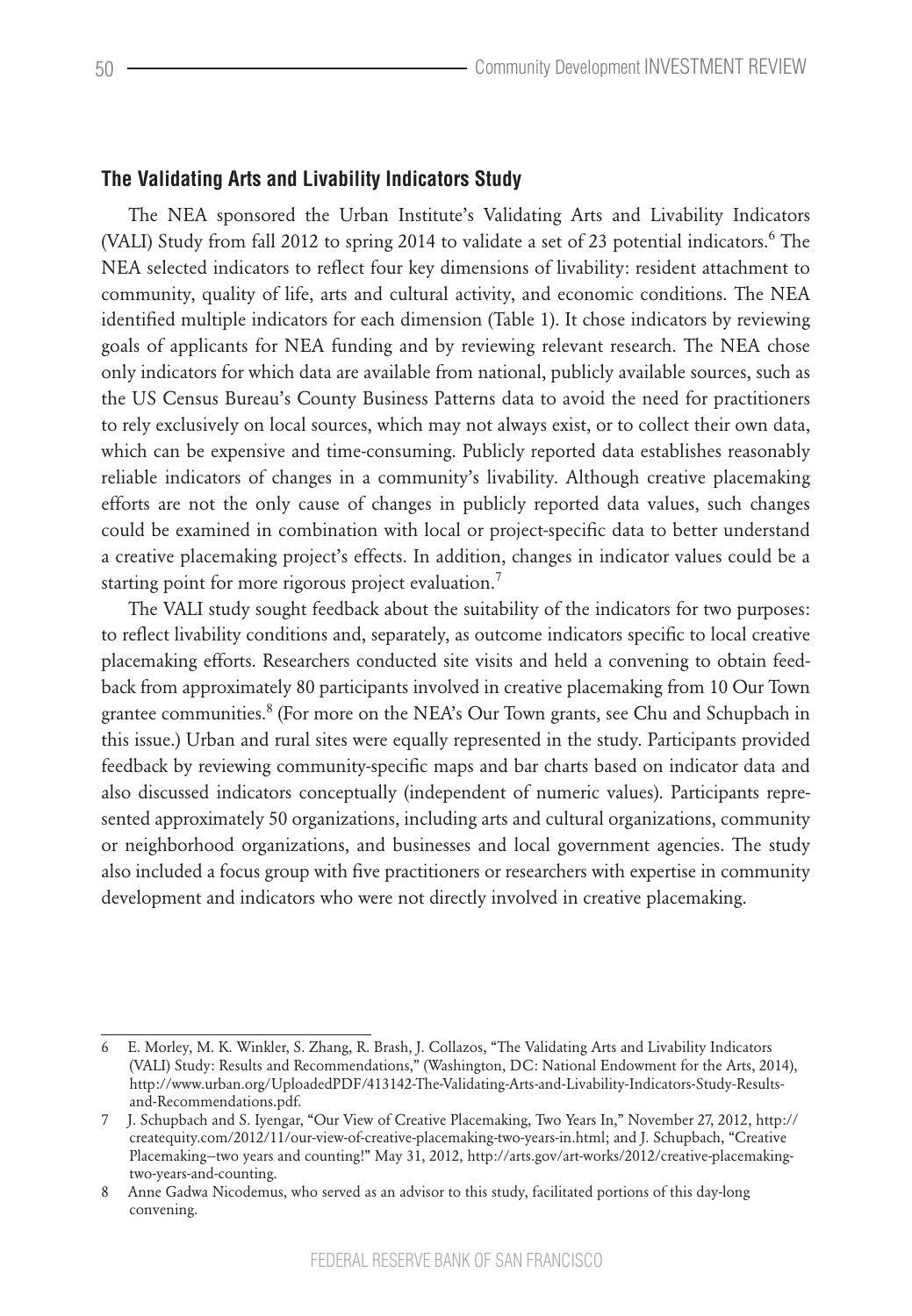### The Validating Arts and Livability Indicators Study

The NEA sponsored the Urban Institute's Validating Arts and Livability Indicators (VALI) Study from fall 2012 to spring 2014 to validate a set of 23 potential indicators.[6] The NEA selected indicators to reflect four key dimensions of livability: resident attachment to community, quality of life, arts and cultural activity, and economic conditions. The NEA identified multiple indicators for each dimension (Table 1). It chose indicators by reviewing goals of applicants for NEA funding and by reviewing relevant research. The NEA chose only indicators for which data are available from national, publicly available sources, such as the US Census Bureau's County Business Patterns data to avoid the need for practitioners to rely exclusively on local sources, which may not always exist, or to collect their own data, which can be expensive and time-consuming. Publicly reported data establishes reasonably reliable indicators of changes in a community's livability. Although creative placemaking efforts are not the only cause of changes in publicly reported data values, such changes could be examined in combination with local or project-specific data to better understand a creative placemaking project's effects. In addition, changes in indicator values could be a starting point for more rigorous project evaluation.[7]

The VALI study sought feedback about the suitability of the indicators for two purposes: to reflect livability conditions and, separately, as outcome indicators specific to local creative placemaking efforts. Researchers conducted site visits and held a convening to obtain feedback from approximately 80 participants involved in creative placemaking from 10 Our Town grantee communities.[8] (For more on the NEA's Our Town grants, see Chu and Schupbach in this issue.) Urban and rural sites were equally represented in the study. Participants provided feedback by reviewing community-specific maps and bar charts based on indicator data and also discussed indicators conceptually (independent of numeric values). Participants represented approximately 50 organizations, including arts and cultural organizations, community or neighborhood organizations, and businesses and local government agencies. The study also included a focus group with five practitioners or researchers with expertise in community development and indicators who were not directly involved in creative placemaking.

---

6 E. Morley, M. K. Winkler, S. Zhang, R. Brash, J. Collazos, "The Validating Arts and Livability Indicators (VALI) Study: Results and Recommendations," (Washington, DC: National Endowment for the Arts, 2014), http://www.urban.org/UploadedPDF/413142-The-Validating-Arts-and-Livability-Indicators-Study-Results-and-Recommendations.pdf.

7 J. Schupbach and S. Iyengar, "Our View of Creative Placemaking, Two Years In," November 27, 2012, http://createquity.com/2012/11/our-view-of-creative-placemaking-two-years-in.html; and J. Schupbach, "Creative Placemaking–two years and counting!" May 31, 2012, http://arts.gov/art-works/2012/creative-placemaking-two-years-and-counting.

8 Anne Gadwa Nicodemus, who served as an advisor to this study, facilitated portions of this day-long convening.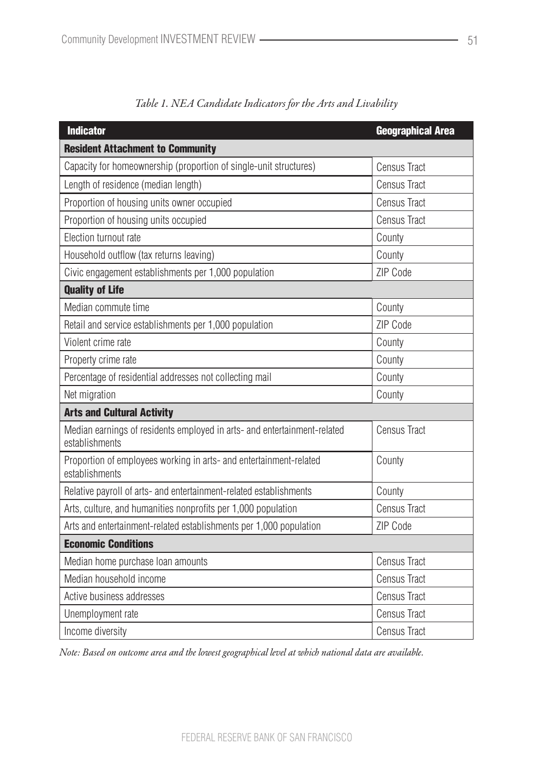*Table 1. NEA Candidate Indicators for the Arts and Livability*

| Indicator | Geographical Area |
|---|---|
| **Resident Attachment to Community** | |
| Capacity for homeownership (proportion of single-unit structures) | Census Tract |
| Length of residence (median length) | Census Tract |
| Proportion of housing units owner occupied | Census Tract |
| Proportion of housing units occupied | Census Tract |
| Election turnout rate | County |
| Household outflow (tax returns leaving) | County |
| Civic engagement establishments per 1,000 population | ZIP Code |
| **Quality of Life** | |
| Median commute time | County |
| Retail and service establishments per 1,000 population | ZIP Code |
| Violent crime rate | County |
| Property crime rate | County |
| Percentage of residential addresses not collecting mail | County |
| Net migration | County |
| **Arts and Cultural Activity** | |
| Median earnings of residents employed in arts- and entertainment-related establishments | Census Tract |
| Proportion of employees working in arts- and entertainment-related establishments | County |
| Relative payroll of arts- and entertainment-related establishments | County |
| Arts, culture, and humanities nonprofits per 1,000 population | Census Tract |
| Arts and entertainment-related establishments per 1,000 population | ZIP Code |
| **Economic Conditions** | |
| Median home purchase loan amounts | Census Tract |
| Median household income | Census Tract |
| Active business addresses | Census Tract |
| Unemployment rate | Census Tract |
| Income diversity | Census Tract |

*Note: Based on outcome area and the lowest geographical level at which national data are available.*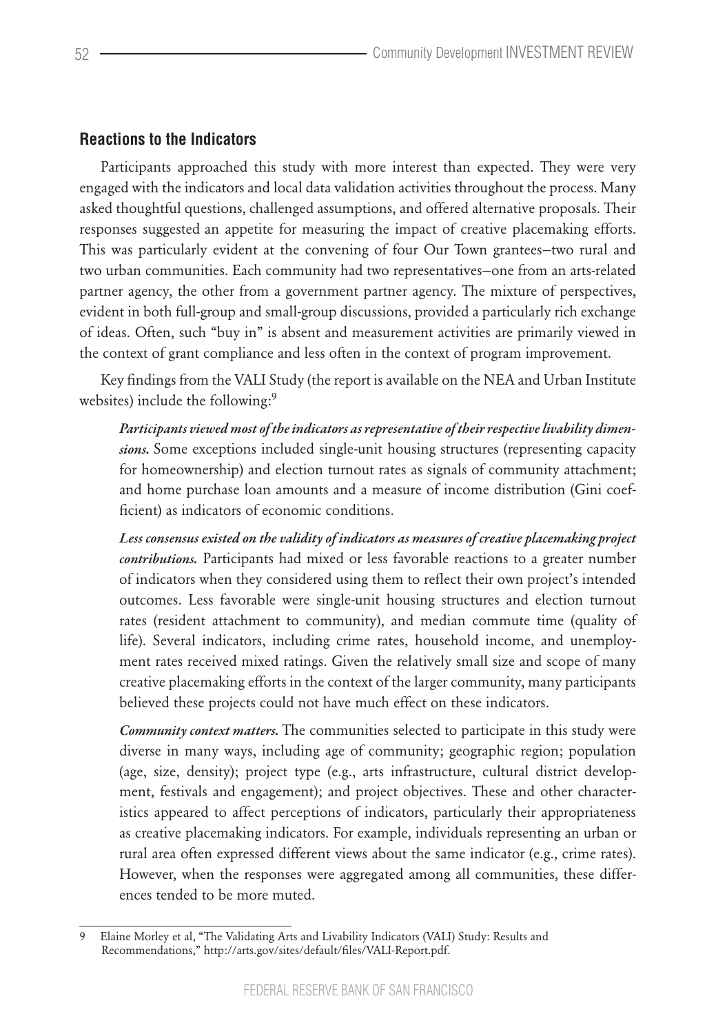### Reactions to the Indicators

Participants approached this study with more interest than expected. They were very engaged with the indicators and local data validation activities throughout the process. Many asked thoughtful questions, challenged assumptions, and offered alternative proposals. Their responses suggested an appetite for measuring the impact of creative placemaking efforts. This was particularly evident at the convening of four Our Town grantees—two rural and two urban communities. Each community had two representatives—one from an arts-related partner agency, the other from a government partner agency. The mixture of perspectives, evident in both full-group and small-group discussions, provided a particularly rich exchange of ideas. Often, such "buy in" is absent and measurement activities are primarily viewed in the context of grant compliance and less often in the context of program improvement.

Key findings from the VALI Study (the report is available on the NEA and Urban Institute websites) include the following:[9]

***Participants viewed most of the indicators as representative of their respective livability dimensions.*** Some exceptions included single-unit housing structures (representing capacity for homeownership) and election turnout rates as signals of community attachment; and home purchase loan amounts and a measure of income distribution (Gini coefficient) as indicators of economic conditions.

***Less consensus existed on the validity of indicators as measures of creative placemaking project contributions.*** Participants had mixed or less favorable reactions to a greater number of indicators when they considered using them to reflect their own project's intended outcomes. Less favorable were single-unit housing structures and election turnout rates (resident attachment to community), and median commute time (quality of life). Several indicators, including crime rates, household income, and unemployment rates received mixed ratings. Given the relatively small size and scope of many creative placemaking efforts in the context of the larger community, many participants believed these projects could not have much effect on these indicators.

***Community context matters.*** The communities selected to participate in this study were diverse in many ways, including age of community; geographic region; population (age, size, density); project type (e.g., arts infrastructure, cultural district development, festivals and engagement); and project objectives. These and other characteristics appeared to affect perceptions of indicators, particularly their appropriateness as creative placemaking indicators. For example, individuals representing an urban or rural area often expressed different views about the same indicator (e.g., crime rates). However, when the responses were aggregated among all communities, these differences tended to be more muted.

---

9 Elaine Morley et al, "The Validating Arts and Livability Indicators (VALI) Study: Results and Recommendations," http://arts.gov/sites/default/files/VALI-Report.pdf.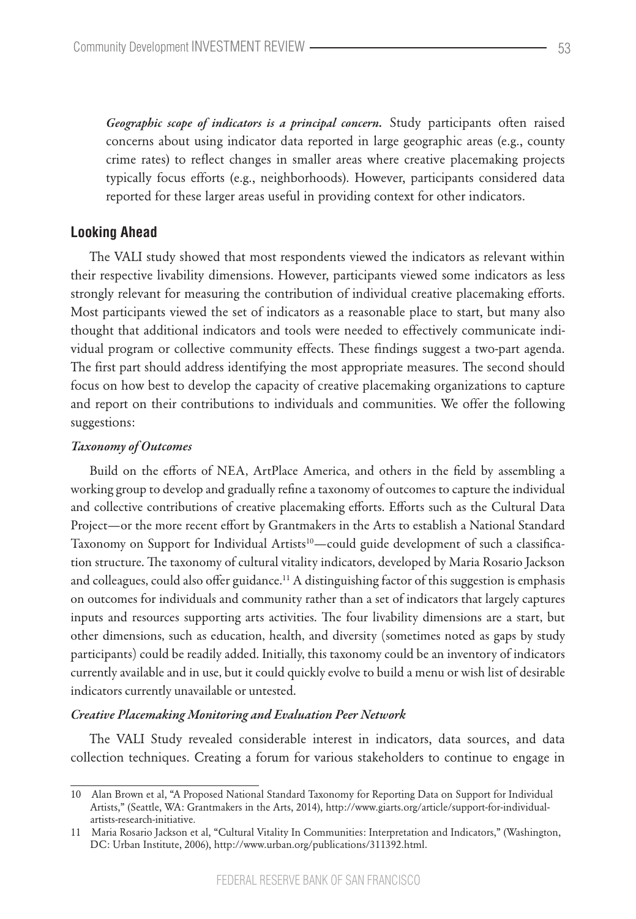*Geographic scope of indicators is a principal concern.* Study participants often raised concerns about using indicator data reported in large geographic areas (e.g., county crime rates) to reflect changes in smaller areas where creative placemaking projects typically focus efforts (e.g., neighborhoods). However, participants considered data reported for these larger areas useful in providing context for other indicators.

## Looking Ahead

The VALI study showed that most respondents viewed the indicators as relevant within their respective livability dimensions. However, participants viewed some indicators as less strongly relevant for measuring the contribution of individual creative placemaking efforts. Most participants viewed the set of indicators as a reasonable place to start, but many also thought that additional indicators and tools were needed to effectively communicate individual program or collective community effects. These findings suggest a two-part agenda. The first part should address identifying the most appropriate measures. The second should focus on how best to develop the capacity of creative placemaking organizations to capture and report on their contributions to individuals and communities. We offer the following suggestions:

### *Taxonomy of Outcomes*

Build on the efforts of NEA, ArtPlace America, and others in the field by assembling a working group to develop and gradually refine a taxonomy of outcomes to capture the individual and collective contributions of creative placemaking efforts. Efforts such as the Cultural Data Project—or the more recent effort by Grantmakers in the Arts to establish a National Standard Taxonomy on Support for Individual Artists[10]—could guide development of such a classification structure. The taxonomy of cultural vitality indicators, developed by Maria Rosario Jackson and colleagues, could also offer guidance.[11] A distinguishing factor of this suggestion is emphasis on outcomes for individuals and community rather than a set of indicators that largely captures inputs and resources supporting arts activities. The four livability dimensions are a start, but other dimensions, such as education, health, and diversity (sometimes noted as gaps by study participants) could be readily added. Initially, this taxonomy could be an inventory of indicators currently available and in use, but it could quickly evolve to build a menu or wish list of desirable indicators currently unavailable or untested.

### *Creative Placemaking Monitoring and Evaluation Peer Network*

The VALI Study revealed considerable interest in indicators, data sources, and data collection techniques. Creating a forum for various stakeholders to continue to engage in

---

10 Alan Brown et al, "A Proposed National Standard Taxonomy for Reporting Data on Support for Individual Artists," (Seattle, WA: Grantmakers in the Arts, 2014), http://www.giarts.org/article/support-for-individual-artists-research-initiative.

11 Maria Rosario Jackson et al, "Cultural Vitality In Communities: Interpretation and Indicators," (Washington, DC: Urban Institute, 2006), http://www.urban.org/publications/311392.html.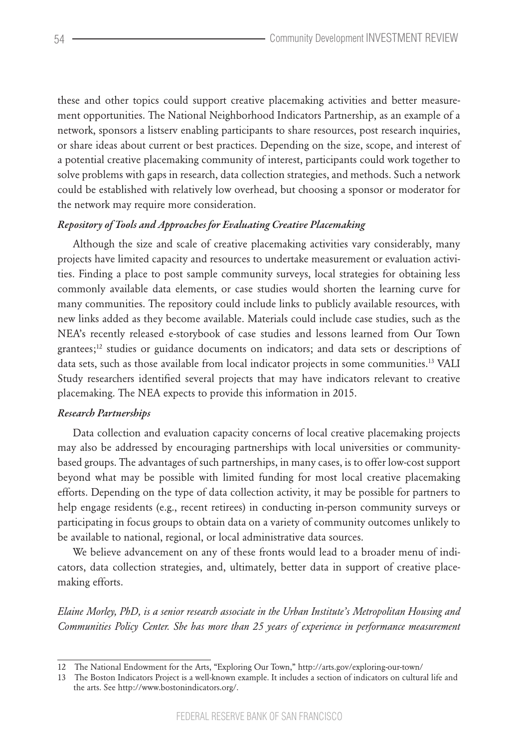these and other topics could support creative placemaking activities and better measurement opportunities. The National Neighborhood Indicators Partnership, as an example of a network, sponsors a listserv enabling participants to share resources, post research inquiries, or share ideas about current or best practices. Depending on the size, scope, and interest of a potential creative placemaking community of interest, participants could work together to solve problems with gaps in research, data collection strategies, and methods. Such a network could be established with relatively low overhead, but choosing a sponsor or moderator for the network may require more consideration.

### *Repository of Tools and Approaches for Evaluating Creative Placemaking*

Although the size and scale of creative placemaking activities vary considerably, many projects have limited capacity and resources to undertake measurement or evaluation activities. Finding a place to post sample community surveys, local strategies for obtaining less commonly available data elements, or case studies would shorten the learning curve for many communities. The repository could include links to publicly available resources, with new links added as they become available. Materials could include case studies, such as the NEA's recently released e-storybook of case studies and lessons learned from Our Town grantees;[12] studies or guidance documents on indicators; and data sets or descriptions of data sets, such as those available from local indicator projects in some communities.[13] VALI Study researchers identified several projects that may have indicators relevant to creative placemaking. The NEA expects to provide this information in 2015.

### *Research Partnerships*

Data collection and evaluation capacity concerns of local creative placemaking projects may also be addressed by encouraging partnerships with local universities or community-based groups. The advantages of such partnerships, in many cases, is to offer low-cost support beyond what may be possible with limited funding for most local creative placemaking efforts. Depending on the type of data collection activity, it may be possible for partners to help engage residents (e.g., recent retirees) in conducting in-person community surveys or participating in focus groups to obtain data on a variety of community outcomes unlikely to be available to national, regional, or local administrative data sources.

We believe advancement on any of these fronts would lead to a broader menu of indicators, data collection strategies, and, ultimately, better data in support of creative placemaking efforts.

*Elaine Morley, PhD, is a senior research associate in the Urban Institute's Metropolitan Housing and Communities Policy Center. She has more than 25 years of experience in performance measurement*

---

12 The National Endowment for the Arts, "Exploring Our Town," http://arts.gov/exploring-our-town/

13 The Boston Indicators Project is a well-known example. It includes a section of indicators on cultural life and the arts. See http://www.bostonindicators.org/.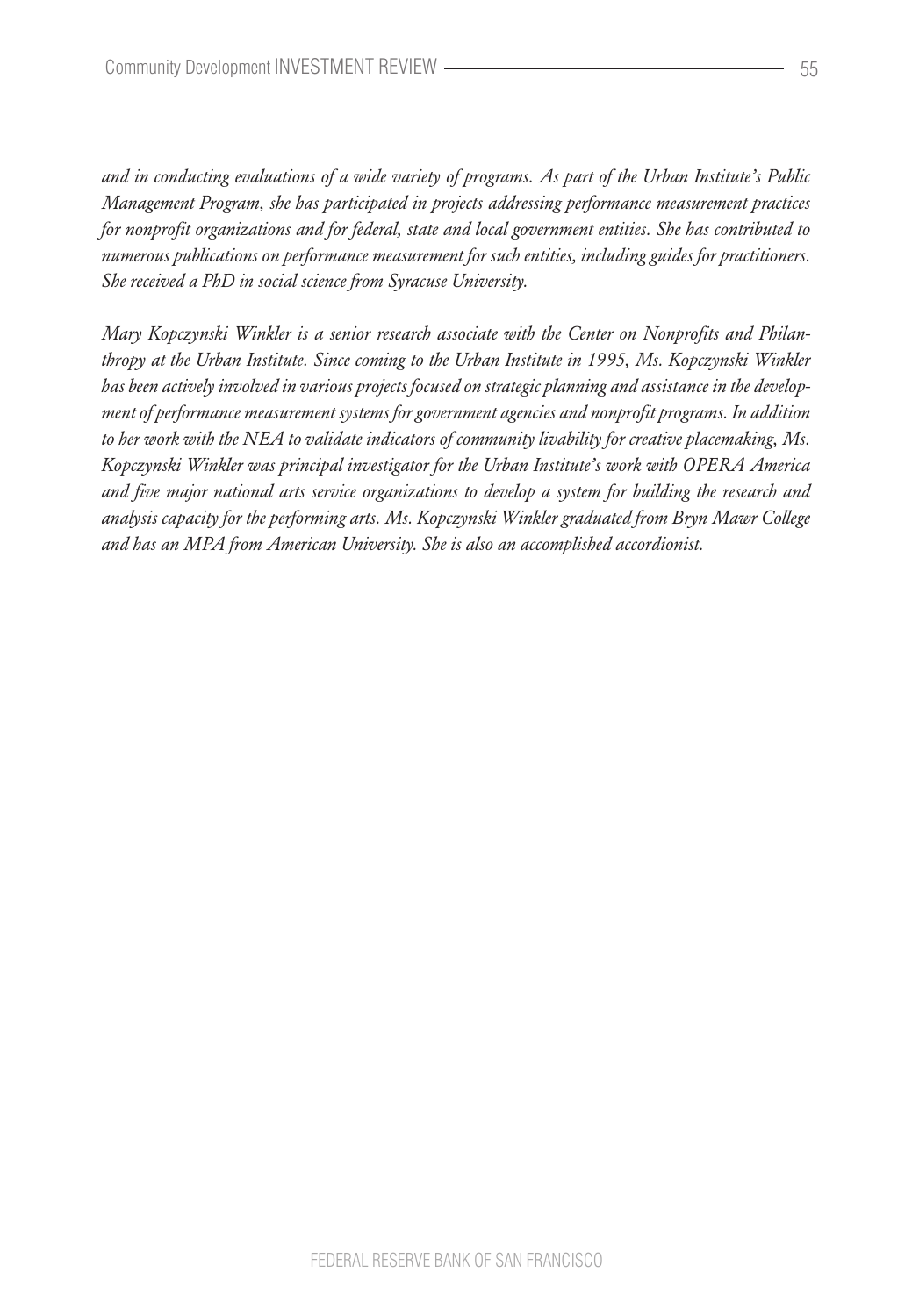*and in conducting evaluations of a wide variety of programs. As part of the Urban Institute's Public Management Program, she has participated in projects addressing performance measurement practices for nonprofit organizations and for federal, state and local government entities. She has contributed to numerous publications on performance measurement for such entities, including guides for practitioners. She received a PhD in social science from Syracuse University.*

*Mary Kopczynski Winkler is a senior research associate with the Center on Nonprofits and Philanthropy at the Urban Institute. Since coming to the Urban Institute in 1995, Ms. Kopczynski Winkler has been actively involved in various projects focused on strategic planning and assistance in the development of performance measurement systems for government agencies and nonprofit programs. In addition to her work with the NEA to validate indicators of community livability for creative placemaking, Ms. Kopczynski Winkler was principal investigator for the Urban Institute's work with OPERA America and five major national arts service organizations to develop a system for building the research and analysis capacity for the performing arts. Ms. Kopczynski Winkler graduated from Bryn Mawr College and has an MPA from American University. She is also an accomplished accordionist.*